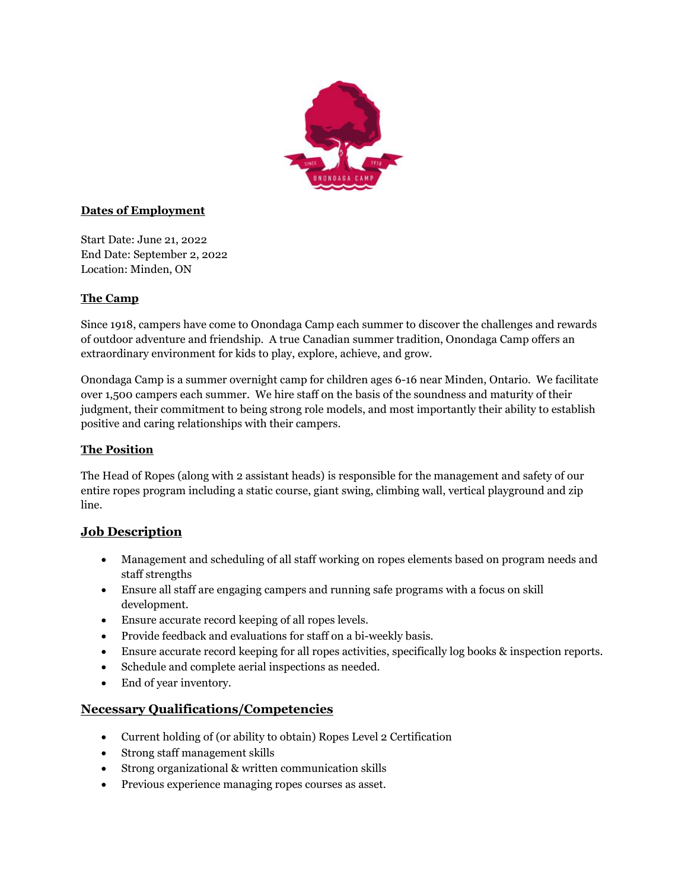## Dates of Employment

Start Date: June 21, 2022
End Date: September 2, 2022
Location: Minden, ON

## The Camp

Since 1918, campers have come to Onondaga Camp each summer to discover the challenges and rewards of outdoor adventure and friendship. A true Canadian summer tradition, Onondaga Camp offers an extraordinary environment for kids to play, explore, achieve, and grow.

Onondaga Camp is a summer overnight camp for children ages 6-16 near Minden, Ontario. We facilitate over 1,500 campers each summer. We hire staff on the basis of the soundness and maturity of their judgment, their commitment to being strong role models, and most importantly their ability to establish positive and caring relationships with their campers.

## The Position

The Head of Ropes (along with 2 assistant heads) is responsible for the management and safety of our entire ropes program including a static course, giant swing, climbing wall, vertical playground and zip line.

## Job Description

- Management and scheduling of all staff working on ropes elements based on program needs and staff strengths
- Ensure all staff are engaging campers and running safe programs with a focus on skill development.
- Ensure accurate record keeping of all ropes levels.
- Provide feedback and evaluations for staff on a bi-weekly basis.
- Ensure accurate record keeping for all ropes activities, specifically log books & inspection reports.
- Schedule and complete aerial inspections as needed.
- End of year inventory.

## Necessary Qualifications/Competencies

- Current holding of (or ability to obtain) Ropes Level 2 Certification
- Strong staff management skills
- Strong organizational & written communication skills
- Previous experience managing ropes courses as asset.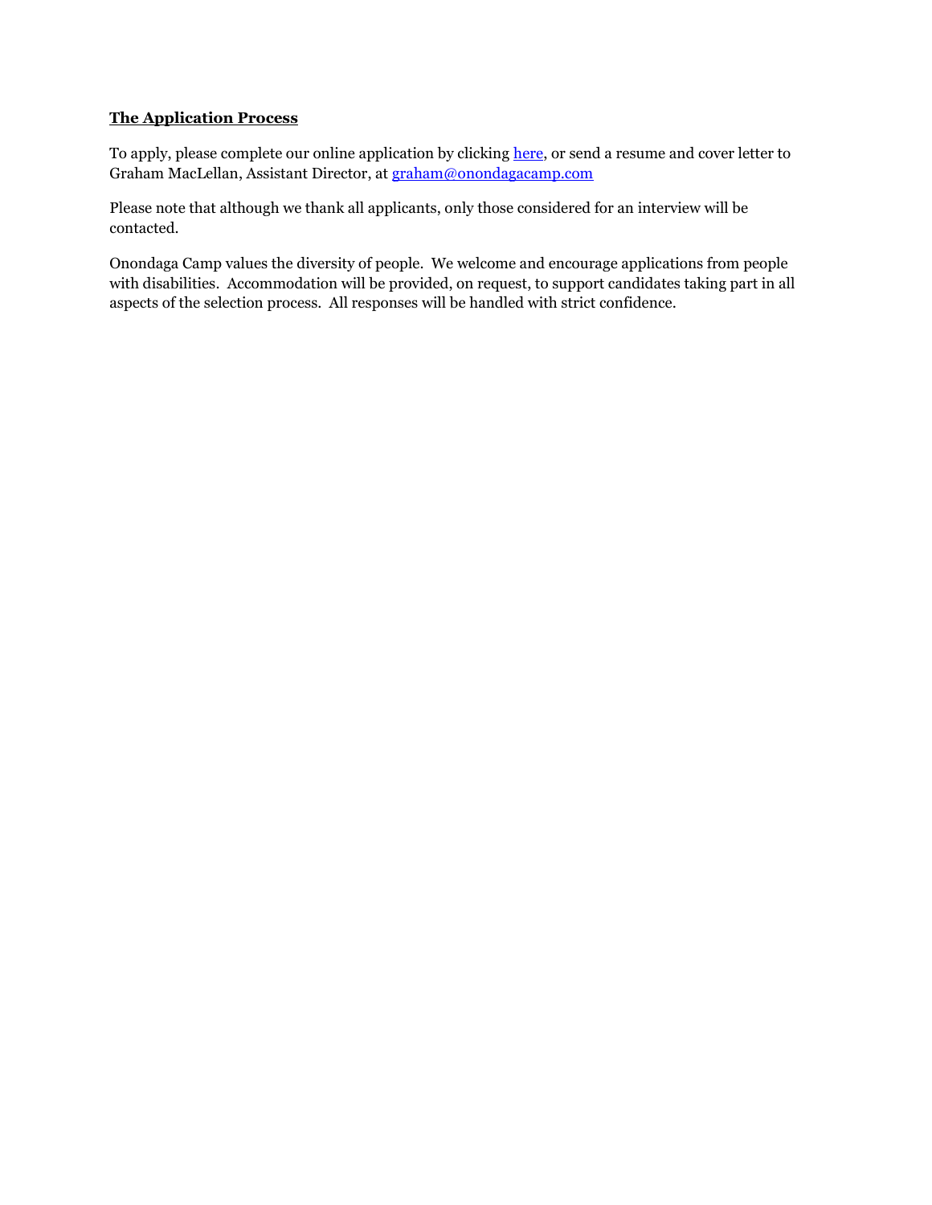**The Application Process**

To apply, please complete our online application by clicking here, or send a resume and cover letter to Graham MacLellan, Assistant Director, at graham@onondagacamp.com

Please note that although we thank all applicants, only those considered for an interview will be contacted.

Onondaga Camp values the diversity of people. We welcome and encourage applications from people with disabilities. Accommodation will be provided, on request, to support candidates taking part in all aspects of the selection process. All responses will be handled with strict confidence.